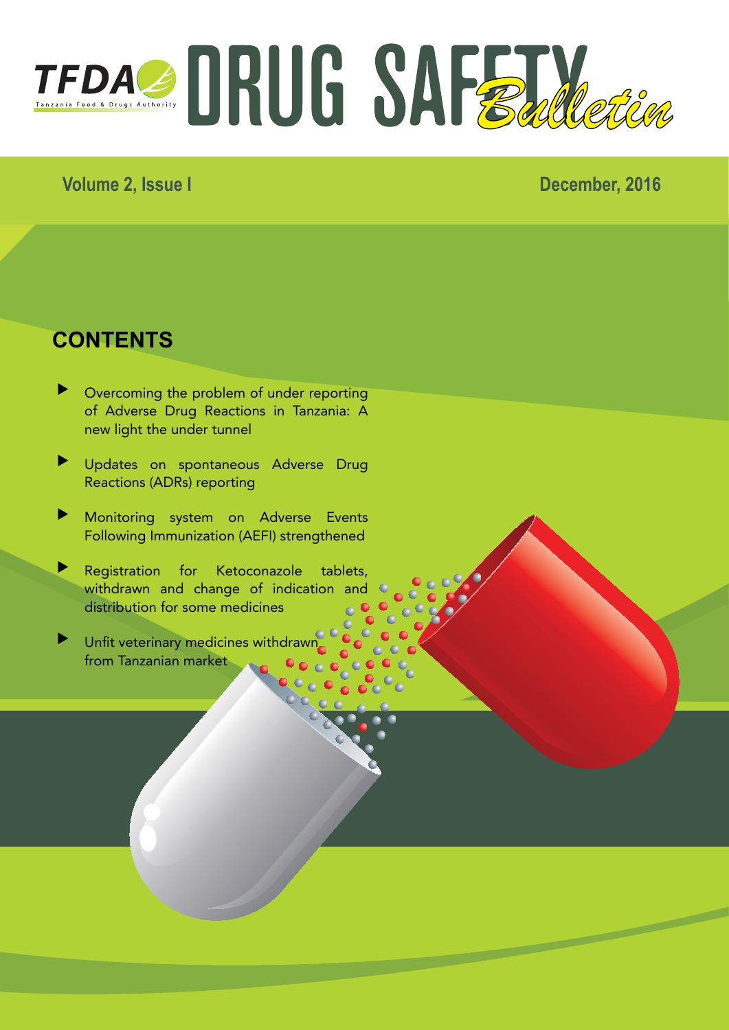# TFDA DRUG SAFETY *Bulletin*

Tanzania Food & Drugs Authority

**Volume 2, Issue I** **December, 2016**

## CONTENTS

- Overcoming the problem of under reporting of Adverse Drug Reactions in Tanzania: A new light the under tunnel
- Updates on spontaneous Adverse Drug Reactions (ADRs) reporting
- Monitoring system on Adverse Events Following Immunization (AEFI) strengthened
- Registration for Ketoconazole tablets, withdrawn and change of indication and distribution for some medicines
- Unfit veterinary medicines withdrawn from Tanzanian market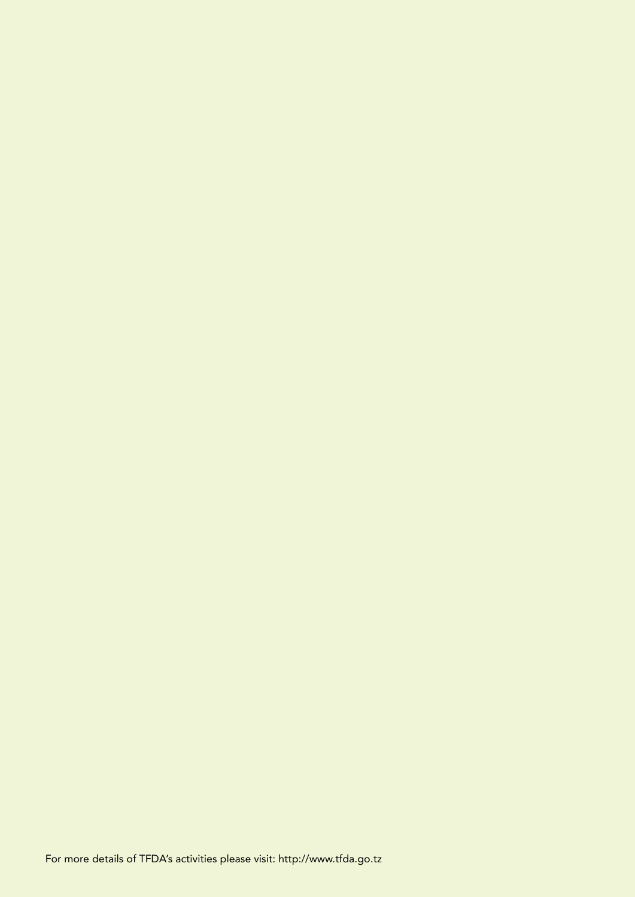For more details of TFDA's activities please visit: http://www.tfda.go.tz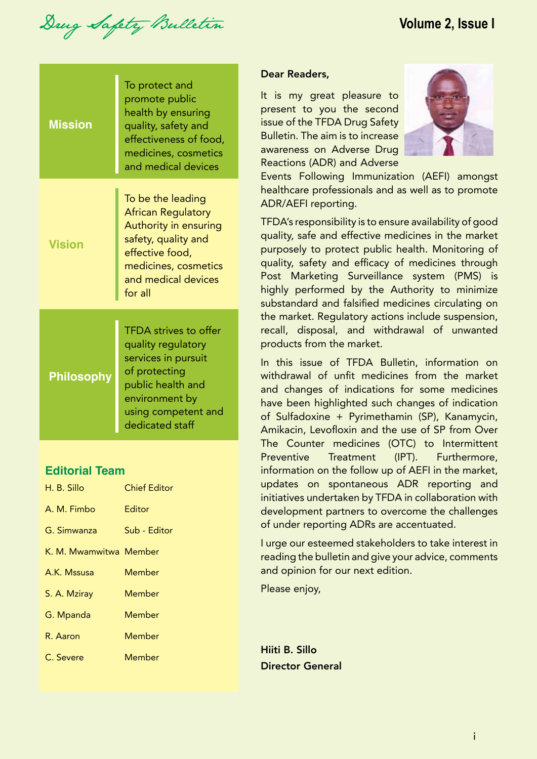| | |
|---|---|
| **Mission** | To protect and promote public health by ensuring quality, safety and effectiveness of food, medicines, cosmetics and medical devices |
| **Vision** | To be the leading African Regulatory Authority in ensuring safety, quality and effective food, medicines, cosmetics and medical devices for all |
| **Philosophy** | TFDA strives to offer quality regulatory services in pursuit of protecting public health and environment by using competent and dedicated staff |

## Editorial Team

| | |
|---|---|
| H. B. Sillo | Chief Editor |
| A. M. Fimbo | Editor |
| G. Simwanza | Sub - Editor |
| K. M. Mwamwitwa | Member |
| A.K. Mssusa | Member |
| S. A. Mziray | Member |
| G. Mpanda | Member |
| R. Aaron | Member |
| C. Severe | Member |

**Dear Readers,**

It is my great pleasure to present to you the second issue of the TFDA Drug Safety Bulletin. The aim is to increase awareness on Adverse Drug Reactions (ADR) and Adverse Events Following Immunization (AEFI) amongst healthcare professionals and as well as to promote ADR/AEFI reporting.

TFDA's responsibility is to ensure availability of good quality, safe and effective medicines in the market purposely to protect public health. Monitoring of quality, safety and efficacy of medicines through Post Marketing Surveillance system (PMS) is highly performed by the Authority to minimize substandard and falsified medicines circulating on the market. Regulatory actions include suspension, recall, disposal, and withdrawal of unwanted products from the market.

In this issue of TFDA Bulletin, information on withdrawal of unfit medicines from the market and changes of indications for some medicines have been highlighted such changes of indication of Sulfadoxine + Pyrimethamin (SP), Kanamycin, Amikacin, Levofloxin and the use of SP from Over The Counter medicines (OTC) to Intermittent Preventive Treatment (IPT). Furthermore, information on the follow up of AEFI in the market, updates on spontaneous ADR reporting and initiatives undertaken by TFDA in collaboration with development partners to overcome the challenges of under reporting ADRs are accentuated.

I urge our esteemed stakeholders to take interest in reading the bulletin and give your advice, comments and opinion for our next edition.

Please enjoy,

**Hiiti B. Sillo**
**Director General**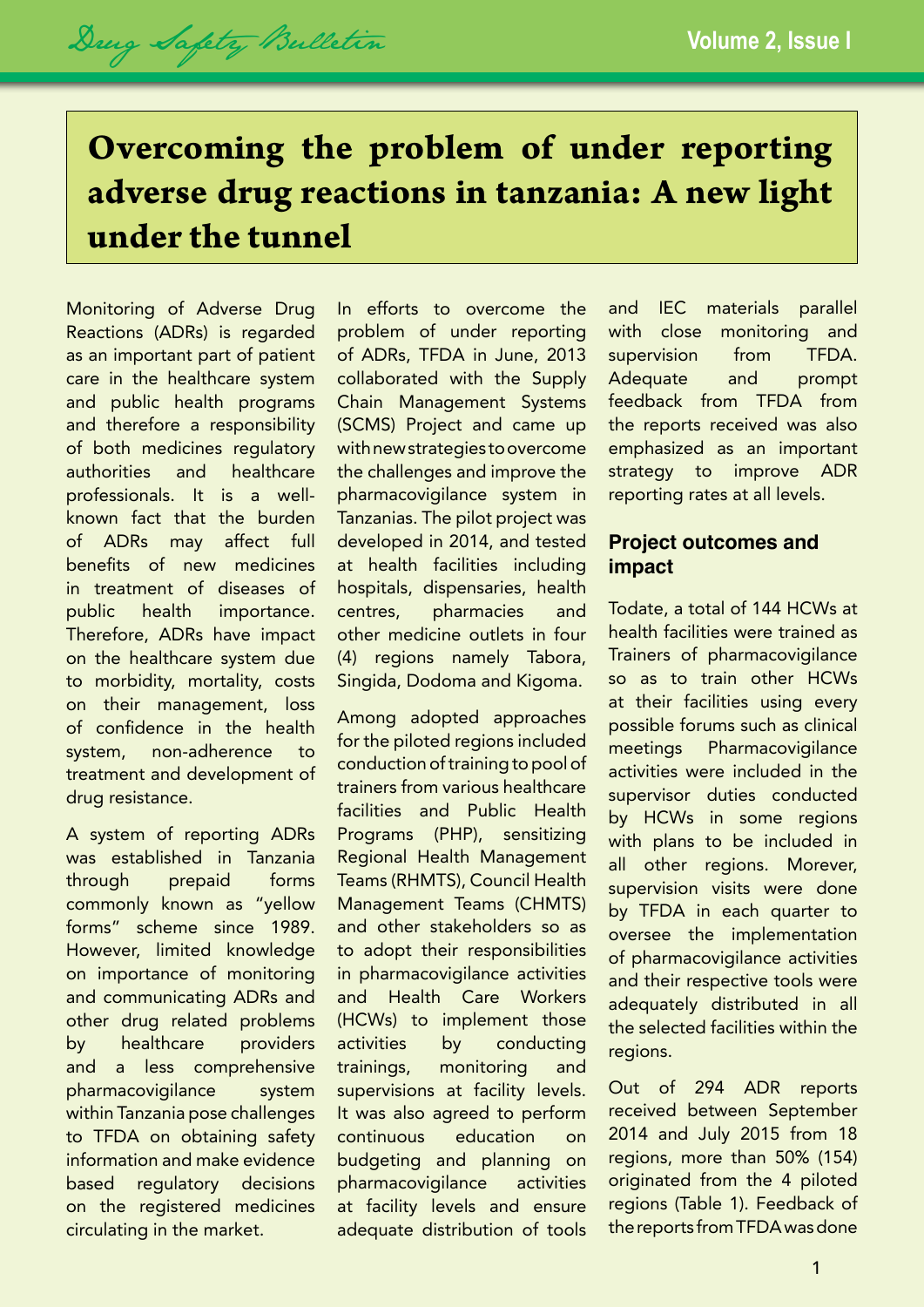# Overcoming the problem of under reporting adverse drug reactions in tanzania: A new light under the tunnel

Monitoring of Adverse Drug Reactions (ADRs) is regarded as an important part of patient care in the healthcare system and public health programs and therefore a responsibility of both medicines regulatory authorities and healthcare professionals. It is a well-known fact that the burden of ADRs may affect full benefits of new medicines in treatment of diseases of public health importance. Therefore, ADRs have impact on the healthcare system due to morbidity, mortality, costs on their management, loss of confidence in the health system, non-adherence to treatment and development of drug resistance.

A system of reporting ADRs was established in Tanzania through prepaid forms commonly known as "yellow forms" scheme since 1989. However, limited knowledge on importance of monitoring and communicating ADRs and other drug related problems by healthcare providers and a less comprehensive pharmacovigilance system within Tanzania pose challenges to TFDA on obtaining safety information and make evidence based regulatory decisions on the registered medicines circulating in the market.

In efforts to overcome the problem of under reporting of ADRs, TFDA in June, 2013 collaborated with the Supply Chain Management Systems (SCMS) Project and came up with new strategies to overcome the challenges and improve the pharmacovigilance system in Tanzanias. The pilot project was developed in 2014, and tested at health facilities including hospitals, dispensaries, health centres, pharmacies and other medicine outlets in four (4) regions namely Tabora, Singida, Dodoma and Kigoma.

Among adopted approaches for the piloted regions included conduction of training to pool of trainers from various healthcare facilities and Public Health Programs (PHP), sensitizing Regional Health Management Teams (RHMTS), Council Health Management Teams (CHMTS) and other stakeholders so as to adopt their responsibilities in pharmacovigilance activities and Health Care Workers (HCWs) to implement those activities by conducting trainings, monitoring and supervisions at facility levels. It was also agreed to perform continuous education on budgeting and planning on pharmacovigilance activities at facility levels and ensure adequate distribution of tools and IEC materials parallel with close monitoring and supervision from TFDA. Adequate and prompt feedback from TFDA from the reports received was also emphasized as an important strategy to improve ADR reporting rates at all levels.

## Project outcomes and impact

Todate, a total of 144 HCWs at health facilities were trained as Trainers of pharmacovigilance so as to train other HCWs at their facilities using every possible forums such as clinical meetings Pharmacovigilance activities were included in the supervisor duties conducted by HCWs in some regions with plans to be included in all other regions. Morever, supervision visits were done by TFDA in each quarter to oversee the implementation of pharmacovigilance activities and their respective tools were adequately distributed in all the selected facilities within the regions.

Out of 294 ADR reports received between September 2014 and July 2015 from 18 regions, more than 50% (154) originated from the 4 piloted regions (Table 1). Feedback of the reports from TFDA was done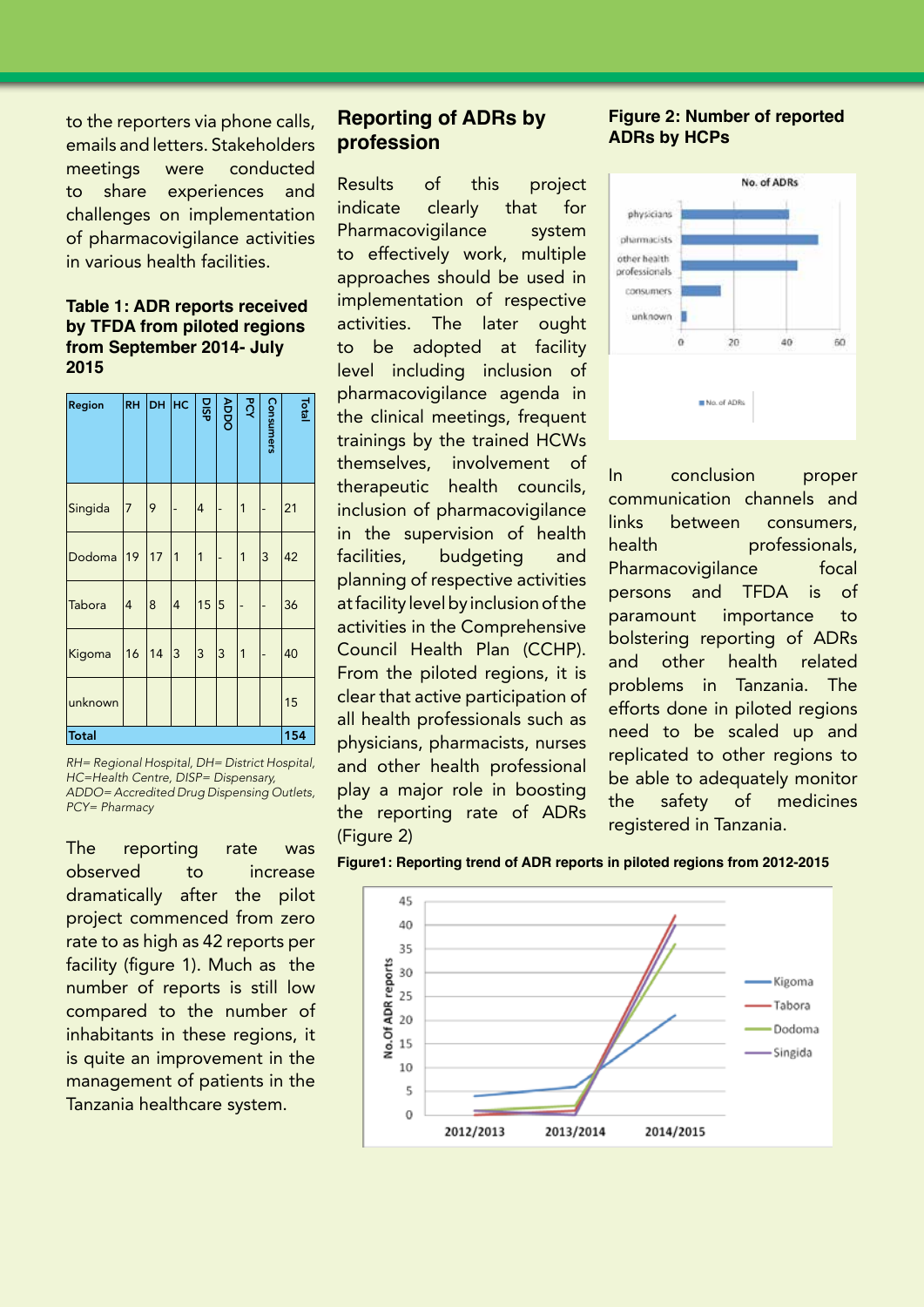to the reporters via phone calls, emails and letters. Stakeholders meetings were conducted to share experiences and challenges on implementation of pharmacovigilance activities in various health facilities.

**Table 1: ADR reports received by TFDA from piloted regions from September 2014- July 2015**

| Region | RH | DH | HC | DISP | ADDO | PCY | Consumers | Total |
|---|---|---|---|---|---|---|---|---|
| Singida | 7 | 9 | - | 4 | - | 1 | - | 21 |
| Dodoma | 19 | 17 | 1 | 1 | - | 1 | 3 | 42 |
| Tabora | 4 | 8 | 4 | 15 | 5 | - | - | 36 |
| Kigoma | 16 | 14 | 3 | 3 | 3 | 1 | - | 40 |
| unknown | | | | | | | | 15 |
| **Total** | | | | | | | | **154** |

*RH= Regional Hospital, DH= District Hospital, HC=Health Centre, DISP= Dispensary, ADDO= Accredited Drug Dispensing Outlets, PCY= Pharmacy*

The reporting rate was observed to increase dramatically after the pilot project commenced from zero rate to as high as 42 reports per facility (figure 1). Much as the number of reports is still low compared to the number of inhabitants in these regions, it is quite an improvement in the management of patients in the Tanzania healthcare system.

## Reporting of ADRs by profession

Results of this project indicate clearly that for Pharmacovigilance system to effectively work, multiple approaches should be used in implementation of respective activities. The later ought to be adopted at facility level including inclusion of pharmacovigilance agenda in the clinical meetings, frequent trainings by the trained HCWs themselves, involvement of therapeutic health councils, inclusion of pharmacovigilance in the supervision of health facilities, budgeting and planning of respective activities at facility level by inclusion of the activities in the Comprehensive Council Health Plan (CCHP). From the piloted regions, it is clear that active participation of all health professionals such as physicians, pharmacists, nurses and other health professional play a major role in boosting the reporting rate of ADRs (Figure 2)

**Figure1: Reporting trend of ADR reports in piloted regions from 2012-2015**

**Figure 2: Number of reported ADRs by HCPs**

In conclusion proper communication channels and links between consumers, health professionals, Pharmacovigilance focal persons and TFDA is of paramount importance to bolstering reporting of ADRs and other health related problems in Tanzania. The efforts done in piloted regions need to be scaled up and replicated to other regions to be able to adequately monitor the safety of medicines registered in Tanzania.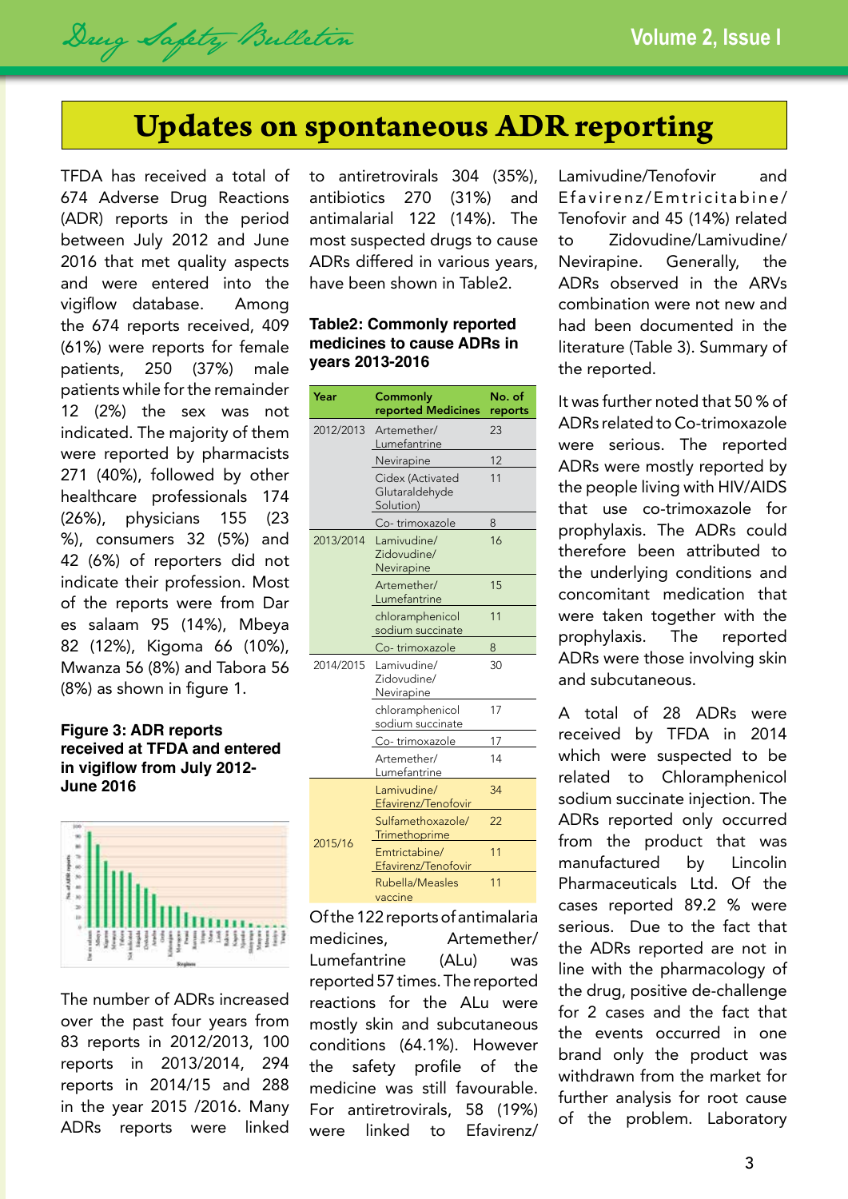# Updates on spontaneous ADR reporting

TFDA has received a total of 674 Adverse Drug Reactions (ADR) reports in the period between July 2012 and June 2016 that met quality aspects and were entered into the vigiflow database. Among the 674 reports received, 409 (61%) were reports for female patients, 250 (37%) male patients while for the remainder 12 (2%) the sex was not indicated. The majority of them were reported by pharmacists 271 (40%), followed by other healthcare professionals 174 (26%), physicians 155 (23 %), consumers 32 (5%) and 42 (6%) of reporters did not indicate their profession. Most of the reports were from Dar es salaam 95 (14%), Mbeya 82 (12%), Kigoma 66 (10%), Mwanza 56 (8%) and Tabora 56 (8%) as shown in figure 1.

**Figure 3: ADR reports received at TFDA and entered in vigiflow from July 2012-June 2016**

The number of ADRs increased over the past four years from 83 reports in 2012/2013, 100 reports in 2013/2014, 294 reports in 2014/15 and 288 in the year 2015 /2016. Many ADRs reports were linked to antiretrovirals 304 (35%), antibiotics 270 (31%) and antimalarial 122 (14%). The most suspected drugs to cause ADRs differed in various years, have been shown in Table2.

**Table2: Commonly reported medicines to cause ADRs in years 2013-2016**

| Year | Commonly reported Medicines | No. of reports |
|---|---|---|
| 2012/2013 | Artemether/ Lumefantrine | 23 |
| | Nevirapine | 12 |
| | Cidex (Activated Glutaraldehyde Solution) | 11 |
| | Co- trimoxazole | 8 |
| 2013/2014 | Lamivudine/ Zidovudine/ Nevirapine | 16 |
| | Artemether/ Lumefantrine | 15 |
| | chloramphenicol sodium succinate | 11 |
| | Co- trimoxazole | 8 |
| 2014/2015 | Lamivudine/ Zidovudine/ Nevirapine | 30 |
| | chloramphenicol sodium succinate | 17 |
| | Co- trimoxazole | 17 |
| | Artemether/ Lumefantrine | 14 |
| 2015/16 | Lamivudine/ Efavirenz/Tenofovir | 34 |
| | Sulfamethoxazole/ Trimethoprime | 22 |
| | Emtrictabine/ Efavirenz/Tenofovir | 11 |
| | Rubella/Measles vaccine | 11 |

Of the 122 reports of antimalaria medicines, Artemether/ Lumefantrine (ALu) was reported 57 times. The reported reactions for the ALu were mostly skin and subcutaneous conditions (64.1%). However the safety profile of the medicine was still favourable. For antiretrovirals, 58 (19%) were linked to Efavirenz/ Lamivudine/Tenofovir and Efavirenz/Emtricitabine/ Tenofovir and 45 (14%) related to Zidovudine/Lamivudine/ Nevirapine. Generally, the ADRs observed in the ARVs combination were not new and had been documented in the literature (Table 3). Summary of the reported.

It was further noted that 50 % of ADRs related to Co-trimoxazole were serious. The reported ADRs were mostly reported by the people living with HIV/AIDS that use co-trimoxazole for prophylaxis. The ADRs could therefore been attributed to the underlying conditions and concomitant medication that were taken together with the prophylaxis. The reported ADRs were those involving skin and subcutaneous.

A total of 28 ADRs were received by TFDA in 2014 which were suspected to be related to Chloramphenicol sodium succinate injection. The ADRs reported only occurred from the product that was manufactured by Lincoln Pharmaceuticals Ltd. Of the cases reported 89.2 % were serious. Due to the fact that the ADRs reported are not in line with the pharmacology of the drug, positive de-challenge for 2 cases and the fact that the events occurred in one brand only the product was withdrawn from the market for further analysis for root cause of the problem. Laboratory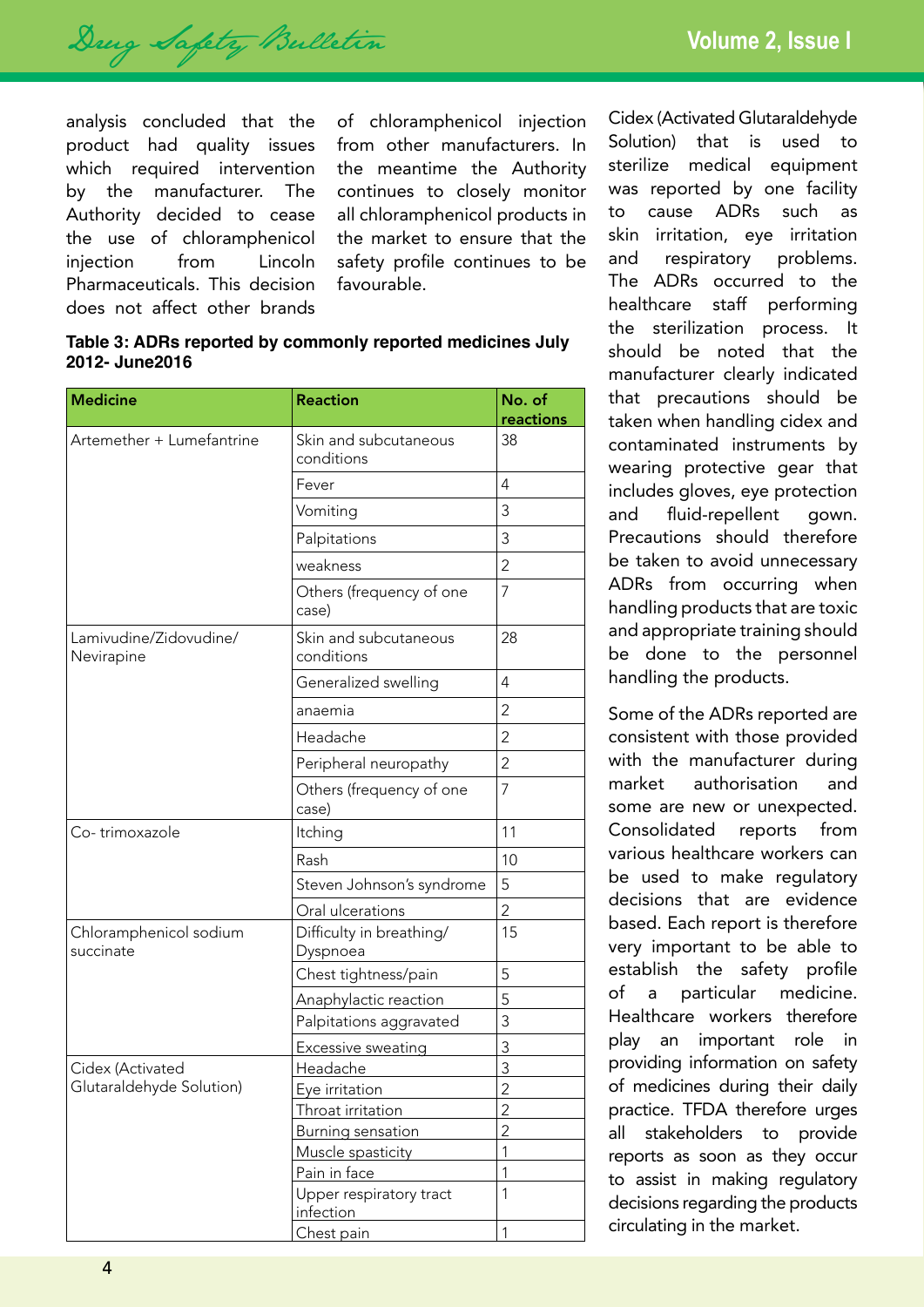analysis concluded that the product had quality issues which required intervention by the manufacturer. The Authority decided to cease the use of chloramphenicol injection from Lincoln Pharmaceuticals. This decision does not affect other brands of chloramphenicol injection from other manufacturers. In the meantime the Authority continues to closely monitor all chloramphenicol products in the market to ensure that the safety profile continues to be favourable.

**Table 3: ADRs reported by commonly reported medicines July 2012- June2016**

| Medicine | Reaction | No. of reactions |
|---|---|---|
| Artemether + Lumefantrine | Skin and subcutaneous conditions | 38 |
| | Fever | 4 |
| | Vomiting | 3 |
| | Palpitations | 3 |
| | weakness | 2 |
| | Others (frequency of one case) | 7 |
| Lamivudine/Zidovudine/ Nevirapine | Skin and subcutaneous conditions | 28 |
| | Generalized swelling | 4 |
| | anaemia | 2 |
| | Headache | 2 |
| | Peripheral neuropathy | 2 |
| | Others (frequency of one case) | 7 |
| Co- trimoxazole | Itching | 11 |
| | Rash | 10 |
| | Steven Johnson's syndrome | 5 |
| | Oral ulcerations | 2 |
| Chloramphenicol sodium succinate | Difficulty in breathing/ Dyspnoea | 15 |
| | Chest tightness/pain | 5 |
| | Anaphylactic reaction | 5 |
| | Palpitations aggravated | 3 |
| | Excessive sweating | 3 |
| Cidex (Activated Glutaraldehyde Solution) | Headache | 3 |
| | Eye irritation | 2 |
| | Throat irritation | 2 |
| | Burning sensation | 2 |
| | Muscle spasticity | 1 |
| | Pain in face | 1 |
| | Upper respiratory tract infection | 1 |
| | Chest pain | 1 |

Cidex (Activated Glutaraldehyde Solution) that is used to sterilize medical equipment was reported by one facility to cause ADRs such as skin irritation, eye irritation and respiratory problems. The ADRs occurred to the healthcare staff performing the sterilization process. It should be noted that the manufacturer clearly indicated that precautions should be taken when handling cidex and contaminated instruments by wearing protective gear that includes gloves, eye protection and fluid-repellent gown. Precautions should therefore be taken to avoid unnecessary ADRs from occurring when handling products that are toxic and appropriate training should be done to the personnel handling the products.

Some of the ADRs reported are consistent with those provided with the manufacturer during market authorisation and some are new or unexpected. Consolidated reports from various healthcare workers can be used to make regulatory decisions that are evidence based. Each report is therefore very important to be able to establish the safety profile of a particular medicine. Healthcare workers therefore play an important role in providing information on safety of medicines during their daily practice. TFDA therefore urges all stakeholders to provide reports as soon as they occur to assist in making regulatory decisions regarding the products circulating in the market.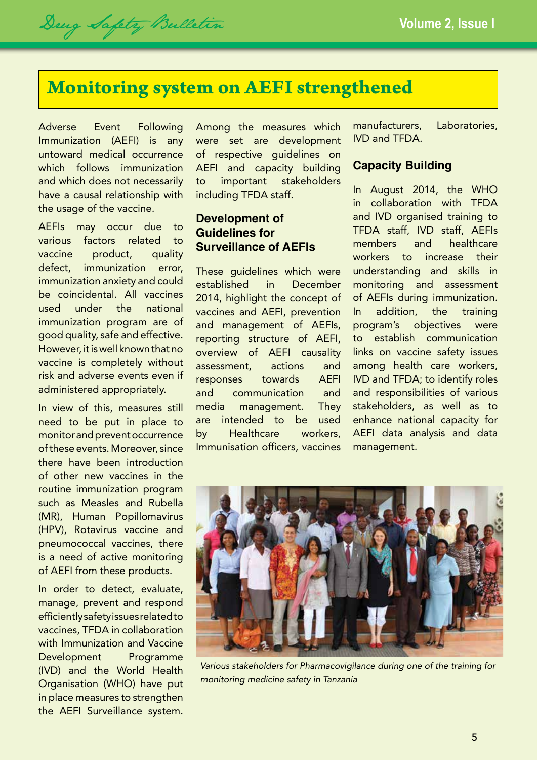# Monitoring system on AEFI strengthened

Adverse Event Following Immunization (AEFI) is any untoward medical occurrence which follows immunization and which does not necessarily have a causal relationship with the usage of the vaccine.

AEFIs may occur due to various factors related to vaccine product, quality defect, immunization error, immunization anxiety and could be coincidental. All vaccines used under the national immunization program are of good quality, safe and effective. However, it is well known that no vaccine is completely without risk and adverse events even if administered appropriately.

In view of this, measures still need to be put in place to monitor and prevent occurrence of these events. Moreover, since there have been introduction of other new vaccines in the routine immunization program such as Measles and Rubella (MR), Human Popillomavirus (HPV), Rotavirus vaccine and pneumococcal vaccines, there is a need of active monitoring of AEFI from these products.

In order to detect, evaluate, manage, prevent and respond efficiently safety issues related to vaccines, TFDA in collaboration with Immunization and Vaccine Development Programme (IVD) and the World Health Organisation (WHO) have put in place measures to strengthen the AEFI Surveillance system.

Among the measures which were set are development of respective guidelines on AEFI and capacity building to important stakeholders including TFDA staff.

### Development of Guidelines for Surveillance of AEFIs

These guidelines which were established in December 2014, highlight the concept of vaccines and AEFI, prevention and management of AEFIs, reporting structure of AEFI, overview of AEFI causality assessment, actions and responses towards AEFI and communication and media management. They are intended to be used by Healthcare workers, Immunisation officers, vaccines manufacturers, Laboratories, IVD and TFDA.

### Capacity Building

In August 2014, the WHO in collaboration with TFDA and IVD organised training to TFDA staff, IVD staff, AEFIs members and healthcare workers to increase their understanding and skills in monitoring and assessment of AEFIs during immunization. In addition, the training program's objectives were to establish communication links on vaccine safety issues among health care workers, IVD and TFDA; to identify roles and responsibilities of various stakeholders, as well as to enhance national capacity for AEFI data analysis and data management.

*Various stakeholders for Pharmacovigilance during one of the training for monitoring medicine safety in Tanzania*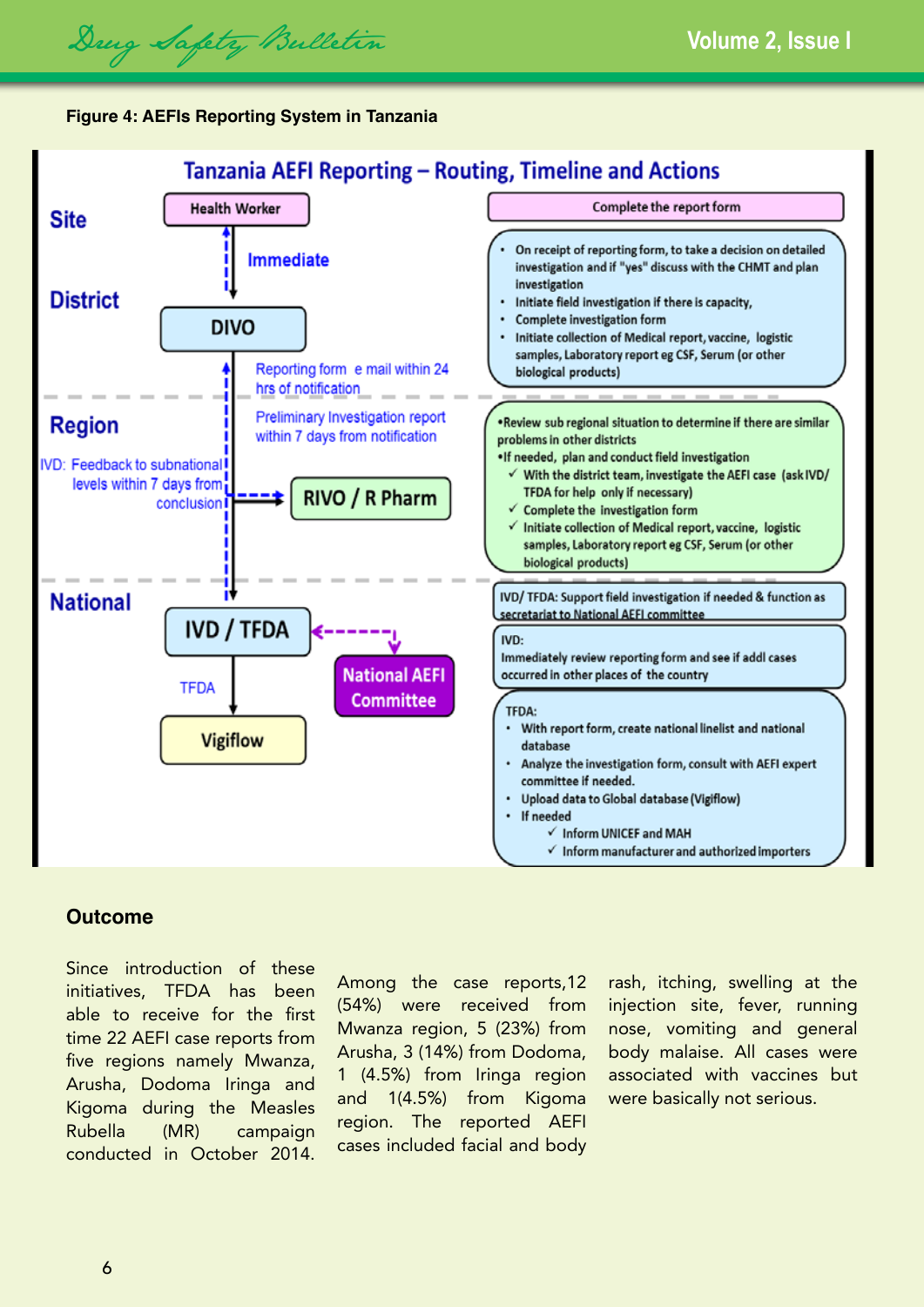**Figure 4: AEFIs Reporting System in Tanzania**

## Tanzania AEFI Reporting – Routing, Timeline and Actions

**Site**

Health Worker

- Complete the report form

Immediate

**District**

DIVO

- On receipt of reporting form, to take a decision on detailed investigation and if "yes" discuss with the CHMT and plan investigation
- Initiate field investigation if there is capacity,
- Complete investigation form
- Initiate collection of Medical report, vaccine, logistic samples, Laboratory report eg CSF, Serum (or other biological products)

Reporting form e mail within 24 hrs of notification

**Region**

Preliminary Investigation report within 7 days from notification

IVD: Feedback to subnational levels within 7 days from conclusion

RIVO / R Pharm

- Review sub regional situation to determine if there are similar problems in other districts
- If needed, plan and conduct field investigation
  - ✓ With the district team, investigate the AEFI case (ask IVD/ TFDA for help only if necessary)
  - ✓ Complete the investigation form
  - ✓ Initiate collection of Medical report, vaccine, logistic samples, Laboratory report eg CSF, Serum (or other biological products)

**National**

IVD / TFDA

National AEFI Committee

TFDA

Vigiflow

IVD/ TFDA: Support field investigation if needed & function as secretariat to National AEFI committee

IVD:
Immediately review reporting form and see if addl cases occurred in other places of the country

TFDA:
- With report form, create national linelist and national database
- Analyze the investigation form, consult with AEFI expert committee if needed.
- Upload data to Global database (Vigiflow)
- If needed
  - ✓ Inform UNICEF and MAH
  - ✓ Inform manufacturer and authorized importers

## Outcome

Since introduction of these initiatives, TFDA has been able to receive for the first time 22 AEFI case reports from five regions namely Mwanza, Arusha, Dodoma Iringa and Kigoma during the Measles Rubella (MR) campaign conducted in October 2014.

Among the case reports,12 (54%) were received from Mwanza region, 5 (23%) from Arusha, 3 (14%) from Dodoma, 1 (4.5%) from Iringa region and 1(4.5%) from Kigoma region. The reported AEFI cases included facial and body rash, itching, swelling at the injection site, fever, running nose, vomiting and general body malaise. All cases were associated with vaccines but were basically not serious.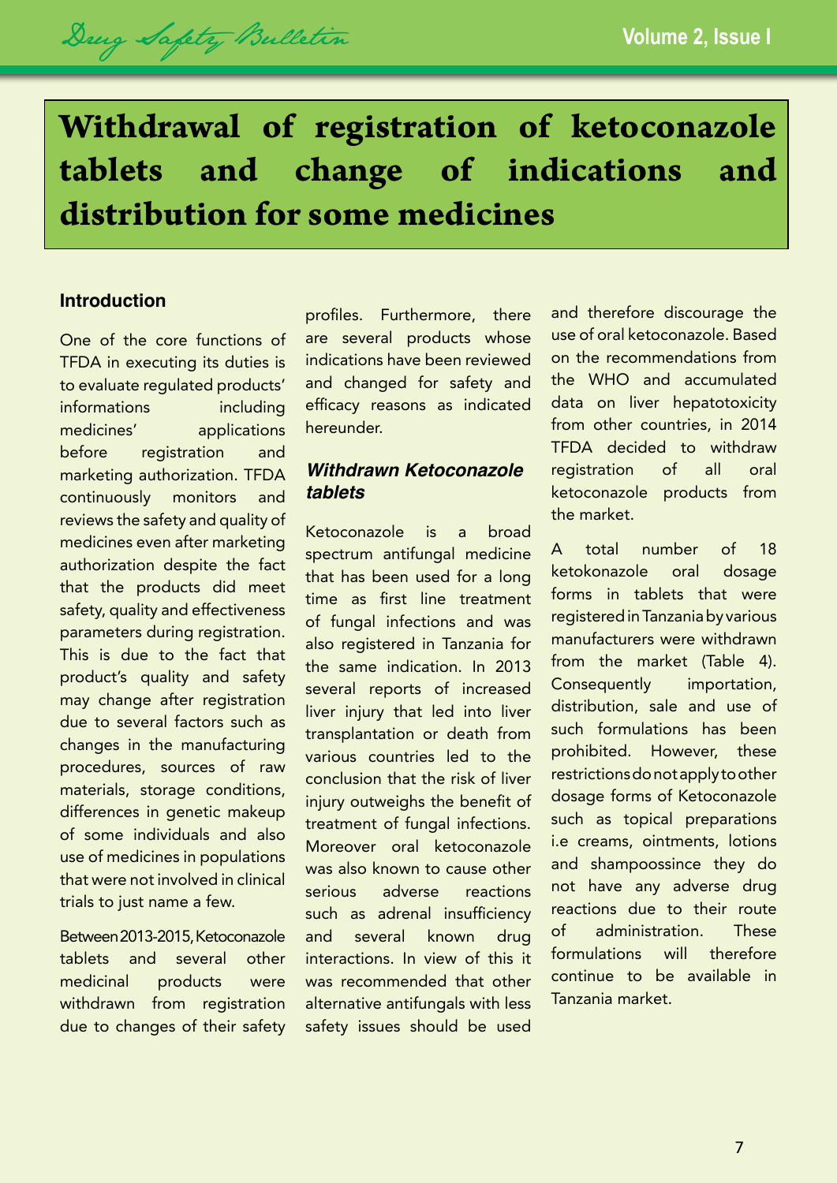# Withdrawal of registration of ketoconazole tablets and change of indications and distribution for some medicines

## Introduction

One of the core functions of TFDA in executing its duties is to evaluate regulated products' informations including medicines' applications before registration and marketing authorization. TFDA continuously monitors and reviews the safety and quality of medicines even after marketing authorization despite the fact that the products did meet safety, quality and effectiveness parameters during registration. This is due to the fact that product's quality and safety may change after registration due to several factors such as changes in the manufacturing procedures, sources of raw materials, storage conditions, differences in genetic makeup of some individuals and also use of medicines in populations that were not involved in clinical trials to just name a few.

Between 2013-2015, Ketoconazole tablets and several other medicinal products were withdrawn from registration due to changes of their safety profiles. Furthermore, there are several products whose indications have been reviewed and changed for safety and efficacy reasons as indicated hereunder.

### *Withdrawn Ketoconazole tablets*

Ketoconazole is a broad spectrum antifungal medicine that has been used for a long time as first line treatment of fungal infections and was also registered in Tanzania for the same indication. In 2013 several reports of increased liver injury that led into liver transplantation or death from various countries led to the conclusion that the risk of liver injury outweighs the benefit of treatment of fungal infections. Moreover oral ketoconazole was also known to cause other serious adverse reactions such as adrenal insufficiency and several known drug interactions. In view of this it was recommended that other alternative antifungals with less safety issues should be used and therefore discourage the use of oral ketoconazole. Based on the recommendations from the WHO and accumulated data on liver hepatotoxicity from other countries, in 2014 TFDA decided to withdraw registration of all oral ketoconazole products from the market.

A total number of 18 ketokonazole oral dosage forms in tablets that were registered in Tanzania by various manufacturers were withdrawn from the market (Table 4). Consequently importation, distribution, sale and use of such formulations has been prohibited. However, these restrictions do not apply to other dosage forms of Ketoconazole such as topical preparations i.e creams, ointments, lotions and shampoossince they do not have any adverse drug reactions due to their route of administration. These formulations will therefore continue to be available in Tanzania market.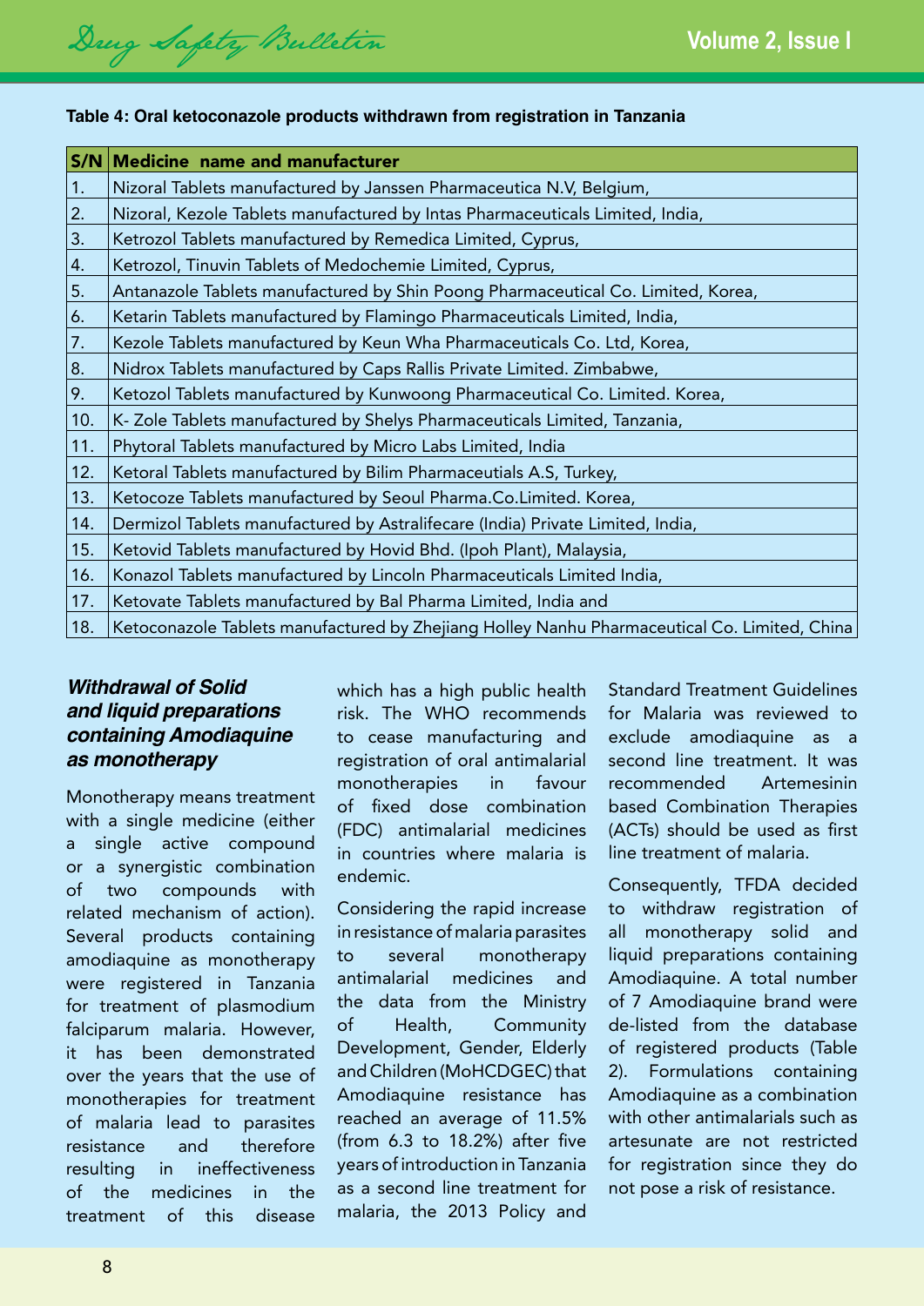**Table 4: Oral ketoconazole products withdrawn from registration in Tanzania**

| S/N | Medicine name and manufacturer |
|---|---|
| 1. | Nizoral Tablets manufactured by Janssen Pharmaceutica N.V, Belgium, |
| 2. | Nizoral, Kezole Tablets manufactured by Intas Pharmaceuticals Limited, India, |
| 3. | Ketrozol Tablets manufactured by Remedica Limited, Cyprus, |
| 4. | Ketrozol, Tinuvin Tablets of Medochemie Limited, Cyprus, |
| 5. | Antanazole Tablets manufactured by Shin Poong Pharmaceutical Co. Limited, Korea, |
| 6. | Ketarin Tablets manufactured by Flamingo Pharmaceuticals Limited, India, |
| 7. | Kezole Tablets manufactured by Keun Wha Pharmaceuticals Co. Ltd, Korea, |
| 8. | Nidrox Tablets manufactured by Caps Rallis Private Limited. Zimbabwe, |
| 9. | Ketozol Tablets manufactured by Kunwoong Pharmaceutical Co. Limited. Korea, |
| 10. | K- Zole Tablets manufactured by Shelys Pharmaceuticals Limited, Tanzania, |
| 11. | Phytoral Tablets manufactured by Micro Labs Limited, India |
| 12. | Ketoral Tablets manufactured by Bilim Pharmaceutials A.S, Turkey, |
| 13. | Ketocoze Tablets manufactured by Seoul Pharma.Co.Limited. Korea, |
| 14. | Dermizol Tablets manufactured by Astralifecare (India) Private Limited, India, |
| 15. | Ketovid Tablets manufactured by Hovid Bhd. (Ipoh Plant), Malaysia, |
| 16. | Konazol Tablets manufactured by Lincoln Pharmaceuticals Limited India, |
| 17. | Ketovate Tablets manufactured by Bal Pharma Limited, India and |
| 18. | Ketoconazole Tablets manufactured by Zhejiang Holley Nanhu Pharmaceutical Co. Limited, China |

## *Withdrawal of Solid and liquid preparations containing Amodiaquine as monotherapy*

Monotherapy means treatment with a single medicine (either a single active compound or a synergistic combination of two compounds with related mechanism of action). Several products containing amodiaquine as monotherapy were registered in Tanzania for treatment of plasmodium falciparum malaria. However, it has been demonstrated over the years that the use of monotherapies for treatment of malaria lead to parasites resistance and therefore resulting in ineffectiveness of the medicines in the treatment of this disease which has a high public health risk. The WHO recommends to cease manufacturing and registration of oral antimalarial monotherapies in favour of fixed dose combination (FDC) antimalarial medicines in countries where malaria is endemic.

Considering the rapid increase in resistance of malaria parasites to several monotherapy antimalarial medicines and the data from the Ministry of Health, Community Development, Gender, Elderly and Children (MoHCDGEC) that Amodiaquine resistance has reached an average of 11.5% (from 6.3 to 18.2%) after five years of introduction in Tanzania as a second line treatment for malaria, the 2013 Policy and Standard Treatment Guidelines for Malaria was reviewed to exclude amodiaquine as a second line treatment. It was recommended Artemesinin based Combination Therapies (ACTs) should be used as first line treatment of malaria.

Consequently, TFDA decided to withdraw registration of all monotherapy solid and liquid preparations containing Amodiaquine. A total number of 7 Amodiaquine brand were de-listed from the database of registered products (Table 2). Formulations containing Amodiaquine as a combination with other antimalarials such as artesunate are not restricted for registration since they do not pose a risk of resistance.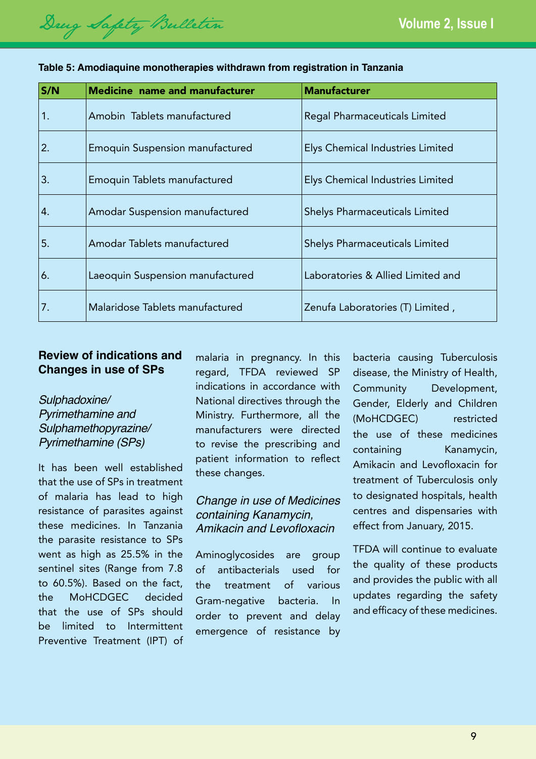**Table 5: Amodiaquine monotherapies withdrawn from registration in Tanzania**

| S/N | Medicine name and manufacturer | Manufacturer |
|---|---|---|
| 1. | Amobin Tablets manufactured | Regal Pharmaceuticals Limited |
| 2. | Emoquin Suspension manufactured | Elys Chemical Industries Limited |
| 3. | Emoquin Tablets manufactured | Elys Chemical Industries Limited |
| 4. | Amodar Suspension manufactured | Shelys Pharmaceuticals Limited |
| 5. | Amodar Tablets manufactured | Shelys Pharmaceuticals Limited |
| 6. | Laeoquin Suspension manufactured | Laboratories & Allied Limited and |
| 7. | Malaridose Tablets manufactured | Zenufa Laboratories (T) Limited , |

## Review of indications and Changes in use of SPs

### *Sulphadoxine/ Pyrimethamine and Sulphamethopyrazine/ Pyrimethamine (SPs)*

It has been well established that the use of SPs in treatment of malaria has lead to high resistance of parasites against these medicines. In Tanzania the parasite resistance to SPs went as high as 25.5% in the sentinel sites (Range from 7.8 to 60.5%). Based on the fact, the MoHCDGEC decided that the use of SPs should be limited to Intermittent Preventive Treatment (IPT) of malaria in pregnancy. In this regard, TFDA reviewed SP indications in accordance with National directives through the Ministry. Furthermore, all the manufacturers were directed to revise the prescribing and patient information to reflect these changes.

### *Change in use of Medicines containing Kanamycin, Amikacin and Levofloxacin*

Aminoglycosides are group of antibacterials used for the treatment of various Gram-negative bacteria. In order to prevent and delay emergence of resistance by bacteria causing Tuberculosis disease, the Ministry of Health, Community Development, Gender, Elderly and Children (MoHCDGEC) restricted the use of these medicines containing Kanamycin, Amikacin and Levofloxacin for treatment of Tuberculosis only to designated hospitals, health centres and dispensaries with effect from January, 2015.

TFDA will continue to evaluate the quality of these products and provides the public with all updates regarding the safety and efficacy of these medicines.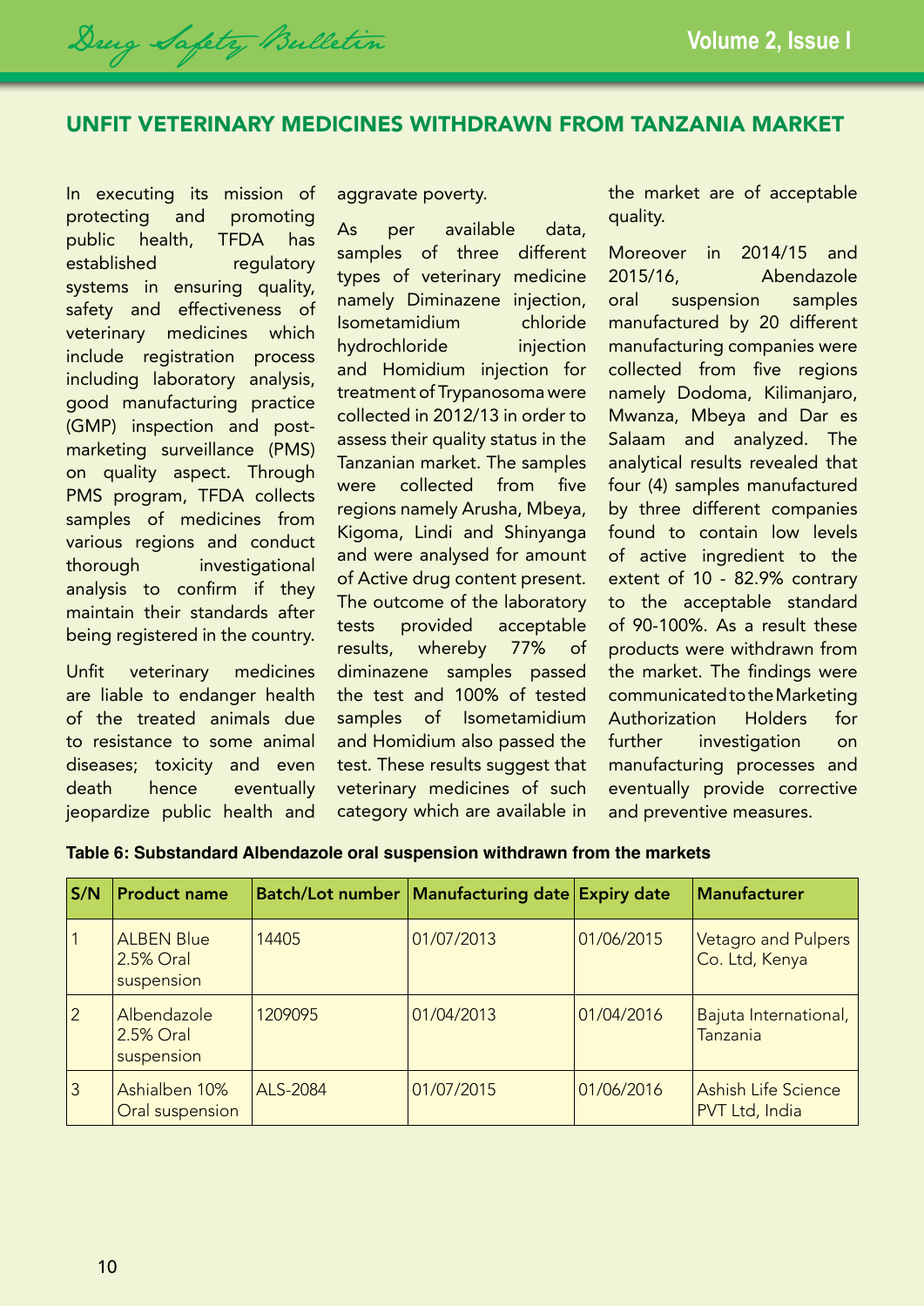## UNFIT VETERINARY MEDICINES WITHDRAWN FROM TANZANIA MARKET

In executing its mission of protecting and promoting public health, TFDA has established regulatory systems in ensuring quality, safety and effectiveness of veterinary medicines which include registration process including laboratory analysis, good manufacturing practice (GMP) inspection and post-marketing surveillance (PMS) on quality aspect. Through PMS program, TFDA collects samples of medicines from various regions and conduct thorough investigational analysis to confirm if they maintain their standards after being registered in the country.

Unfit veterinary medicines are liable to endanger health of the treated animals due to resistance to some animal diseases; toxicity and even death hence eventually jeopardize public health and aggravate poverty.

As per available data, samples of three different types of veterinary medicine namely Diminazene injection, Isometamidium chloride hydrochloride injection and Homidium injection for treatment of Trypanosoma were collected in 2012/13 in order to assess their quality status in the Tanzanian market. The samples were collected from five regions namely Arusha, Mbeya, Kigoma, Lindi and Shinyanga and were analysed for amount of Active drug content present. The outcome of the laboratory tests provided acceptable results, whereby 77% of diminazene samples passed the test and 100% of tested samples of Isometamidium and Homidium also passed the test. These results suggest that veterinary medicines of such category which are available in the market are of acceptable quality.

Moreover in 2014/15 and 2015/16, Abendazole oral suspension samples manufactured by 20 different manufacturing companies were collected from five regions namely Dodoma, Kilimanjaro, Mwanza, Mbeya and Dar es Salaam and analyzed. The analytical results revealed that four (4) samples manufactured by three different companies found to contain low levels of active ingredient to the extent of 10 - 82.9% contrary to the acceptable standard of 90-100%. As a result these products were withdrawn from the market. The findings were communicated to the Marketing Authorization Holders for further investigation on manufacturing processes and eventually provide corrective and preventive measures.

**Table 6: Substandard Albendazole oral suspension withdrawn from the markets**

| S/N | Product name | Batch/Lot number | Manufacturing date | Expiry date | Manufacturer |
|---|---|---|---|---|---|
| 1 | ALBEN Blue 2.5% Oral suspension | 14405 | 01/07/2013 | 01/06/2015 | Vetagro and Pulpers Co. Ltd, Kenya |
| 2 | Albendazole 2.5% Oral suspension | 1209095 | 01/04/2013 | 01/04/2016 | Bajuta International, Tanzania |
| 3 | Ashialben 10% Oral suspension | ALS-2084 | 01/07/2015 | 01/06/2016 | Ashish Life Science PVT Ltd, India |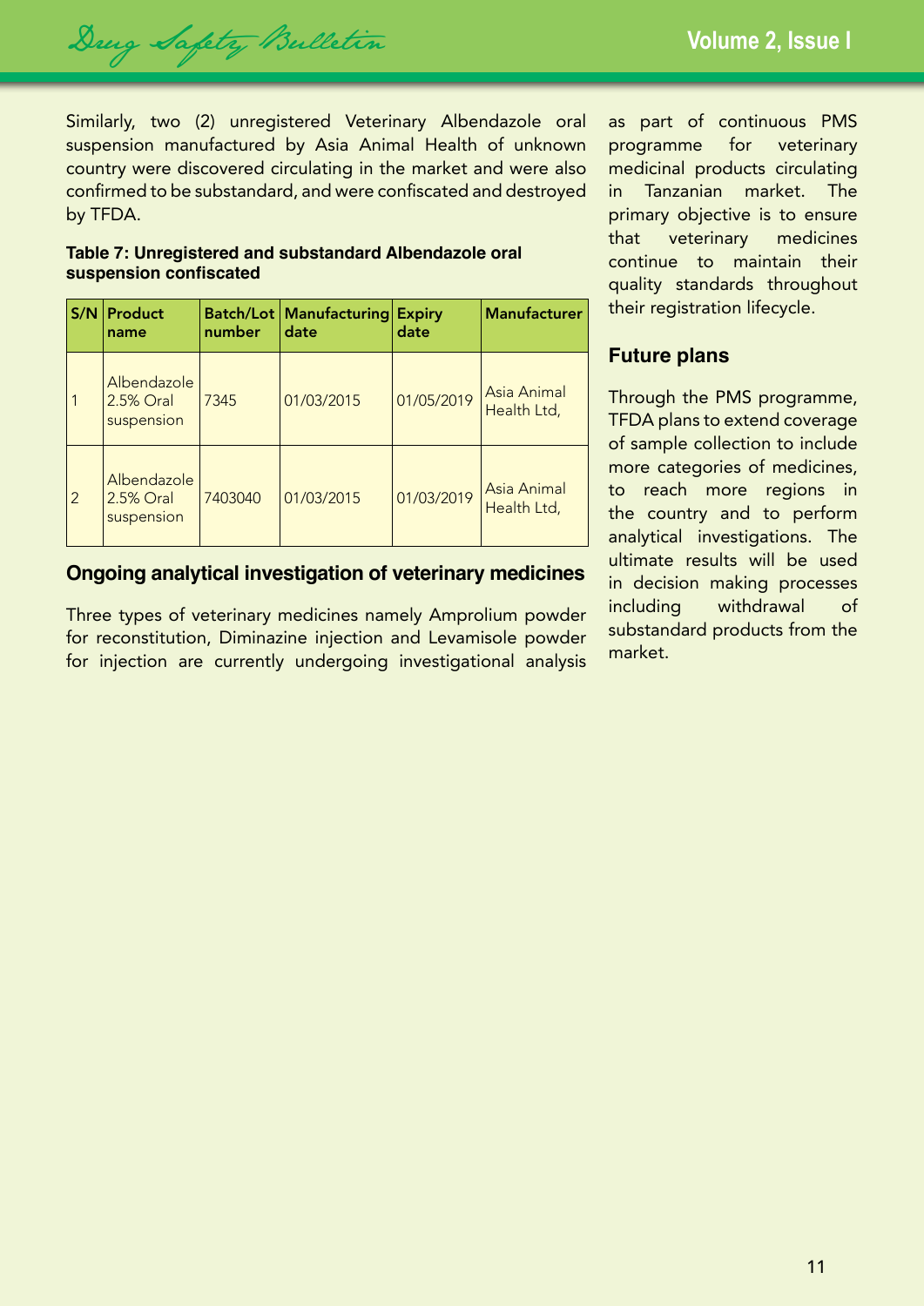Similarly, two (2) unregistered Veterinary Albendazole oral suspension manufactured by Asia Animal Health of unknown country were discovered circulating in the market and were also confirmed to be substandard, and were confiscated and destroyed by TFDA.

**Table 7: Unregistered and substandard Albendazole oral suspension confiscated**

| S/N | Product name | Batch/Lot number | Manufacturing date | Expiry date | Manufacturer |
|---|---|---|---|---|---|
| 1 | Albendazole 2.5% Oral suspension | 7345 | 01/03/2015 | 01/05/2019 | Asia Animal Health Ltd, |
| 2 | Albendazole 2.5% Oral suspension | 7403040 | 01/03/2015 | 01/03/2019 | Asia Animal Health Ltd, |

## Ongoing analytical investigation of veterinary medicines

Three types of veterinary medicines namely Amprolium powder for reconstitution, Diminazine injection and Levamisole powder for injection are currently undergoing investigational analysis as part of continuous PMS programme for veterinary medicinal products circulating in Tanzanian market. The primary objective is to ensure that veterinary medicines continue to maintain their quality standards throughout their registration lifecycle.

## Future plans

Through the PMS programme, TFDA plans to extend coverage of sample collection to include more categories of medicines, to reach more regions in the country and to perform analytical investigations. The ultimate results will be used in decision making processes including withdrawal of substandard products from the market.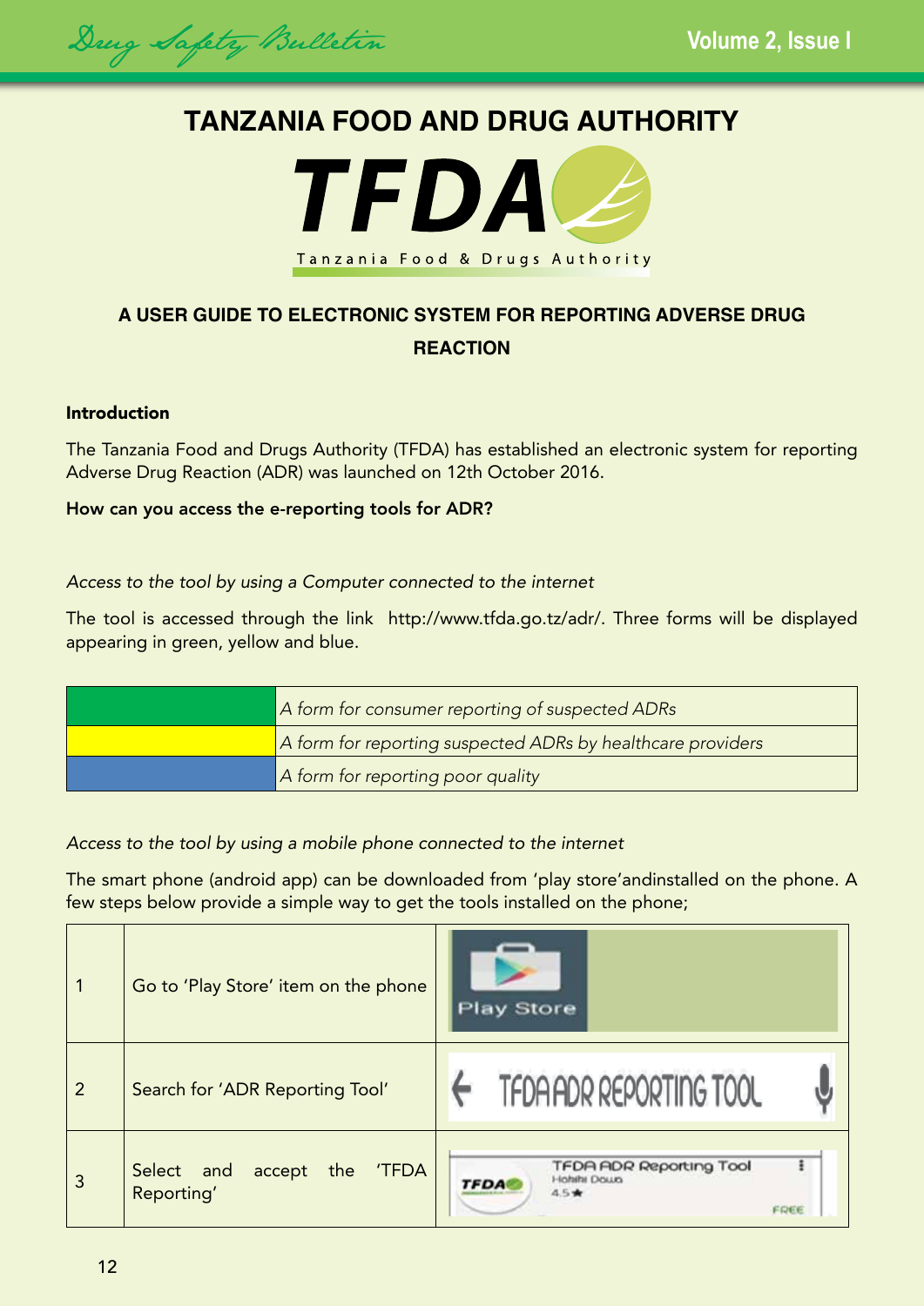# TANZANIA FOOD AND DRUG AUTHORITY

TFDA

Tanzania Food & Drugs Authority

## A USER GUIDE TO ELECTRONIC SYSTEM FOR REPORTING ADVERSE DRUG REACTION

### Introduction

The Tanzania Food and Drugs Authority (TFDA) has established an electronic system for reporting Adverse Drug Reaction (ADR) was launched on 12th October 2016.

**How can you access the e-reporting tools for ADR?**

*Access to the tool by using a Computer connected to the internet*

The tool is accessed through the link http://www.tfda.go.tz/adr/. Three forms will be displayed appearing in green, yellow and blue.

| Colour | Form |
|---|---|
| Green | *A form for consumer reporting of suspected ADRs* |
| Yellow | *A form for reporting suspected ADRs by healthcare providers* |
| Blue | *A form for reporting poor quality* |

*Access to the tool by using a mobile phone connected to the internet*

The smart phone (android app) can be downloaded from 'play store'andinstalled on the phone. A few steps below provide a simple way to get the tools installed on the phone;

| | | |
|---|---|---|
| 1 | Go to 'Play Store' item on the phone | Play Store |
| 2 | Search for 'ADR Reporting Tool' | TFDA ADR REPORTING TOOL |
| 3 | Select and accept the 'TFDA Reporting' | TFDA ADR Reporting Tool<br>Hohihi Dawa<br>4.5★<br>FREE |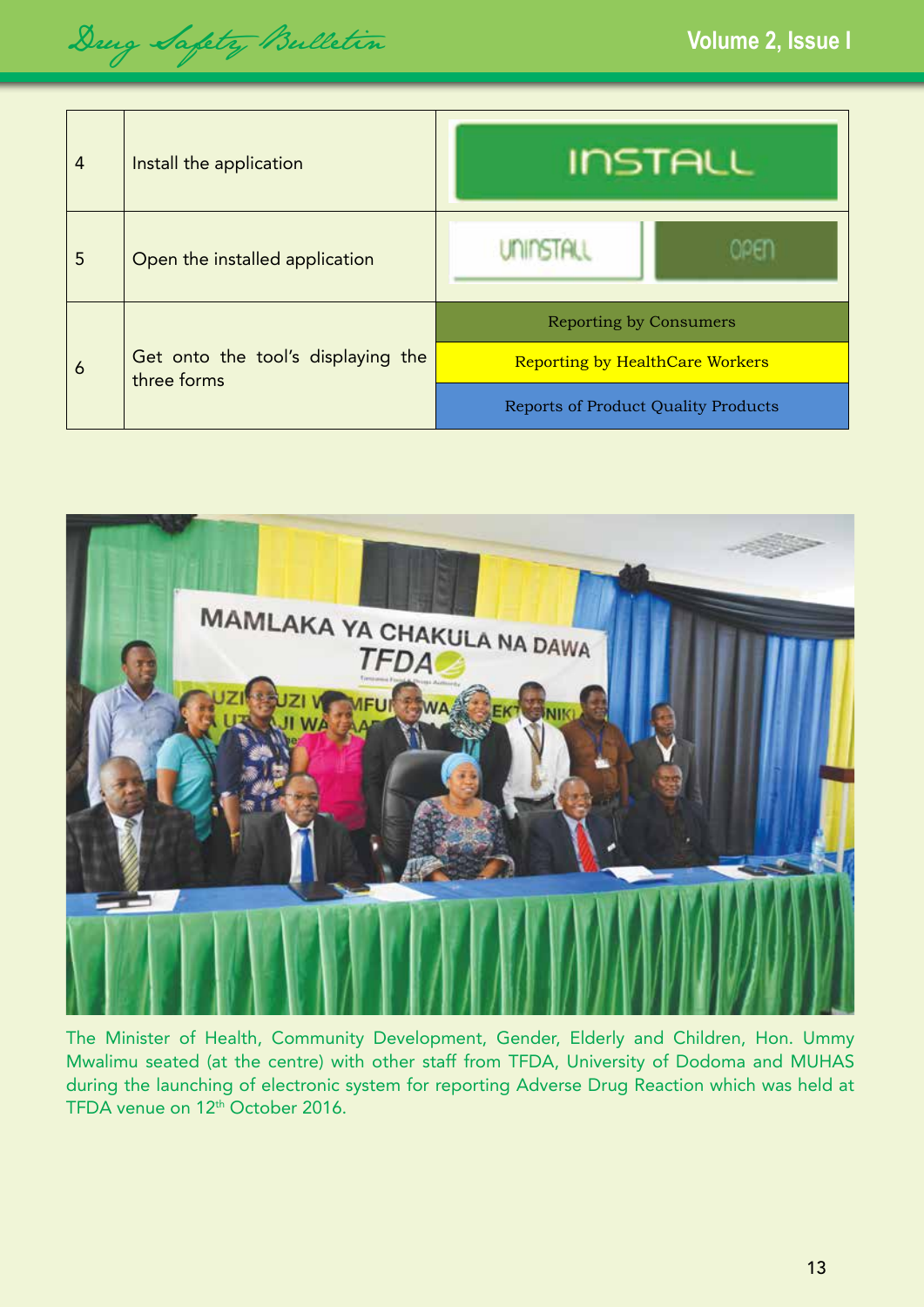| | | |
|---|---|---|
| 4 | Install the application | INSTALL |
| 5 | Open the installed application | UNINSTALL / OPEN |
| 6 | Get onto the tool's displaying the three forms | Reporting by Consumers<br>Reporting by HealthCare Workers<br>Reports of Product Quality Products |

The Minister of Health, Community Development, Gender, Elderly and Children, Hon. Ummy Mwalimu seated (at the centre) with other staff from TFDA, University of Dodoma and MUHAS during the launching of electronic system for reporting Adverse Drug Reaction which was held at TFDA venue on 12th October 2016.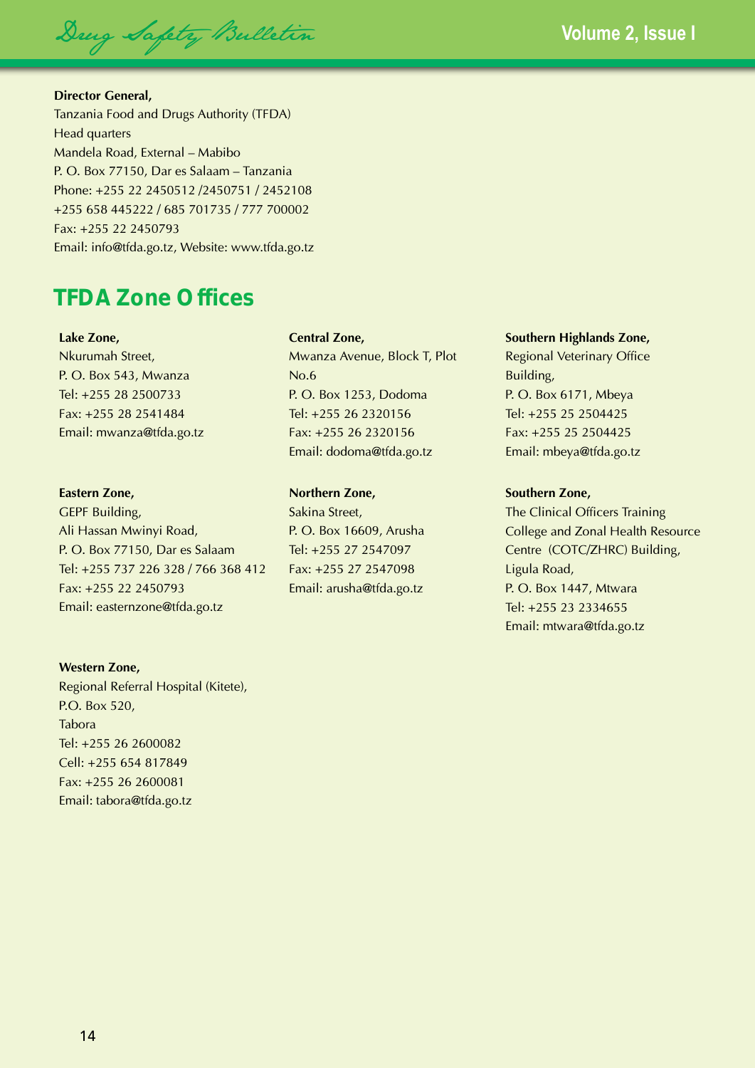**Director General,**
Tanzania Food and Drugs Authority (TFDA)
Head quarters
Mandela Road, External – Mabibo
P. O. Box 77150, Dar es Salaam – Tanzania
Phone: +255 22 2450512 /2450751 / 2452108
+255 658 445222 / 685 701735 / 777 700002
Fax: +255 22 2450793
Email: info@tfda.go.tz, Website: www.tfda.go.tz

## TFDA Zone Offices

**Lake Zone,**
Nkurumah Street,
P. O. Box 543, Mwanza
Tel: +255 28 2500733
Fax: +255 28 2541484
Email: mwanza@tfda.go.tz

**Eastern Zone,**
GEPF Building,
Ali Hassan Mwinyi Road,
P. O. Box 77150, Dar es Salaam
Tel: +255 737 226 328 / 766 368 412
Fax: +255 22 2450793
Email: easternzone@tfda.go.tz

**Western Zone,**
Regional Referral Hospital (Kitete),
P.O. Box 520,
Tabora
Tel: +255 26 2600082
Cell: +255 654 817849
Fax: +255 26 2600081
Email: tabora@tfda.go.tz

**Central Zone,**
Mwanza Avenue, Block T, Plot No.6
P. O. Box 1253, Dodoma
Tel: +255 26 2320156
Fax: +255 26 2320156
Email: dodoma@tfda.go.tz

**Northern Zone,**
Sakina Street,
P. O. Box 16609, Arusha
Tel: +255 27 2547097
Fax: +255 27 2547098
Email: arusha@tfda.go.tz

**Southern Highlands Zone,**
Regional Veterinary Office Building,
P. O. Box 6171, Mbeya
Tel: +255 25 2504425
Fax: +255 25 2504425
Email: mbeya@tfda.go.tz

**Southern Zone,**
The Clinical Officers Training College and Zonal Health Resource Centre (COTC/ZHRC) Building,
Ligula Road,
P. O. Box 1447, Mtwara
Tel: +255 23 2334655
Email: mtwara@tfda.go.tz